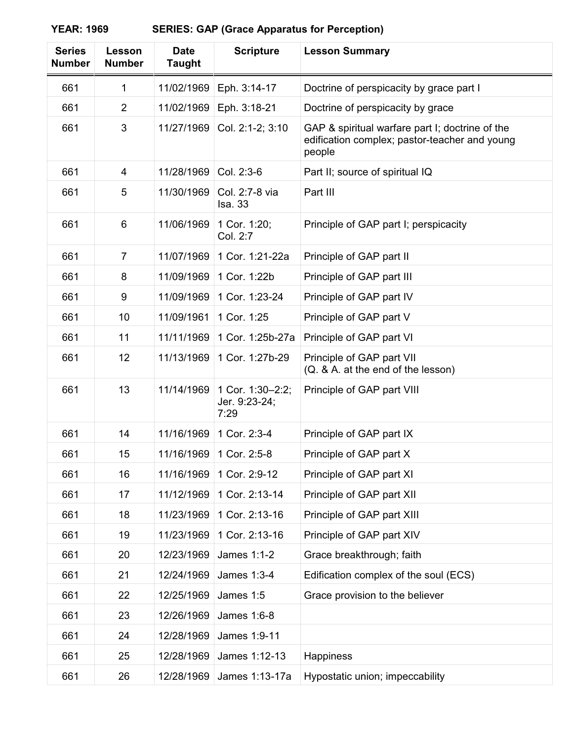**YEAR: 1969** **SERIES: GAP (Grace Apparatus for Perception)**

| Series Number | Lesson Number | Date Taught | Scripture | Lesson Summary |
|---|---|---|---|---|
| 661 | 1 | 11/02/1969 | Eph. 3:14-17 | Doctrine of perspicacity by grace part I |
| 661 | 2 | 11/02/1969 | Eph. 3:18-21 | Doctrine of perspicacity by grace |
| 661 | 3 | 11/27/1969 | Col. 2:1-2; 3:10 | GAP & spiritual warfare part I; doctrine of the edification complex; pastor-teacher and young people |
| 661 | 4 | 11/28/1969 | Col. 2:3-6 | Part II; source of spiritual IQ |
| 661 | 5 | 11/30/1969 | Col. 2:7-8 via Isa. 33 | Part III |
| 661 | 6 | 11/06/1969 | 1 Cor. 1:20; Col. 2:7 | Principle of GAP part I; perspicacity |
| 661 | 7 | 11/07/1969 | 1 Cor. 1:21-22a | Principle of GAP part II |
| 661 | 8 | 11/09/1969 | 1 Cor. 1:22b | Principle of GAP part III |
| 661 | 9 | 11/09/1969 | 1 Cor. 1:23-24 | Principle of GAP part IV |
| 661 | 10 | 11/09/1961 | 1 Cor. 1:25 | Principle of GAP part V |
| 661 | 11 | 11/11/1969 | 1 Cor. 1:25b-27a | Principle of GAP part VI |
| 661 | 12 | 11/13/1969 | 1 Cor. 1:27b-29 | Principle of GAP part VII (Q. & A. at the end of the lesson) |
| 661 | 13 | 11/14/1969 | 1 Cor. 1:30–2:2; Jer. 9:23-24; 7:29 | Principle of GAP part VIII |
| 661 | 14 | 11/16/1969 | 1 Cor. 2:3-4 | Principle of GAP part IX |
| 661 | 15 | 11/16/1969 | 1 Cor. 2:5-8 | Principle of GAP part X |
| 661 | 16 | 11/16/1969 | 1 Cor. 2:9-12 | Principle of GAP part XI |
| 661 | 17 | 11/12/1969 | 1 Cor. 2:13-14 | Principle of GAP part XII |
| 661 | 18 | 11/23/1969 | 1 Cor. 2:13-16 | Principle of GAP part XIII |
| 661 | 19 | 11/23/1969 | 1 Cor. 2:13-16 | Principle of GAP part XIV |
| 661 | 20 | 12/23/1969 | James 1:1-2 | Grace breakthrough; faith |
| 661 | 21 | 12/24/1969 | James 1:3-4 | Edification complex of the soul (ECS) |
| 661 | 22 | 12/25/1969 | James 1:5 | Grace provision to the believer |
| 661 | 23 | 12/26/1969 | James 1:6-8 | |
| 661 | 24 | 12/28/1969 | James 1:9-11 | |
| 661 | 25 | 12/28/1969 | James 1:12-13 | Happiness |
| 661 | 26 | 12/28/1969 | James 1:13-17a | Hypostatic union; impeccability |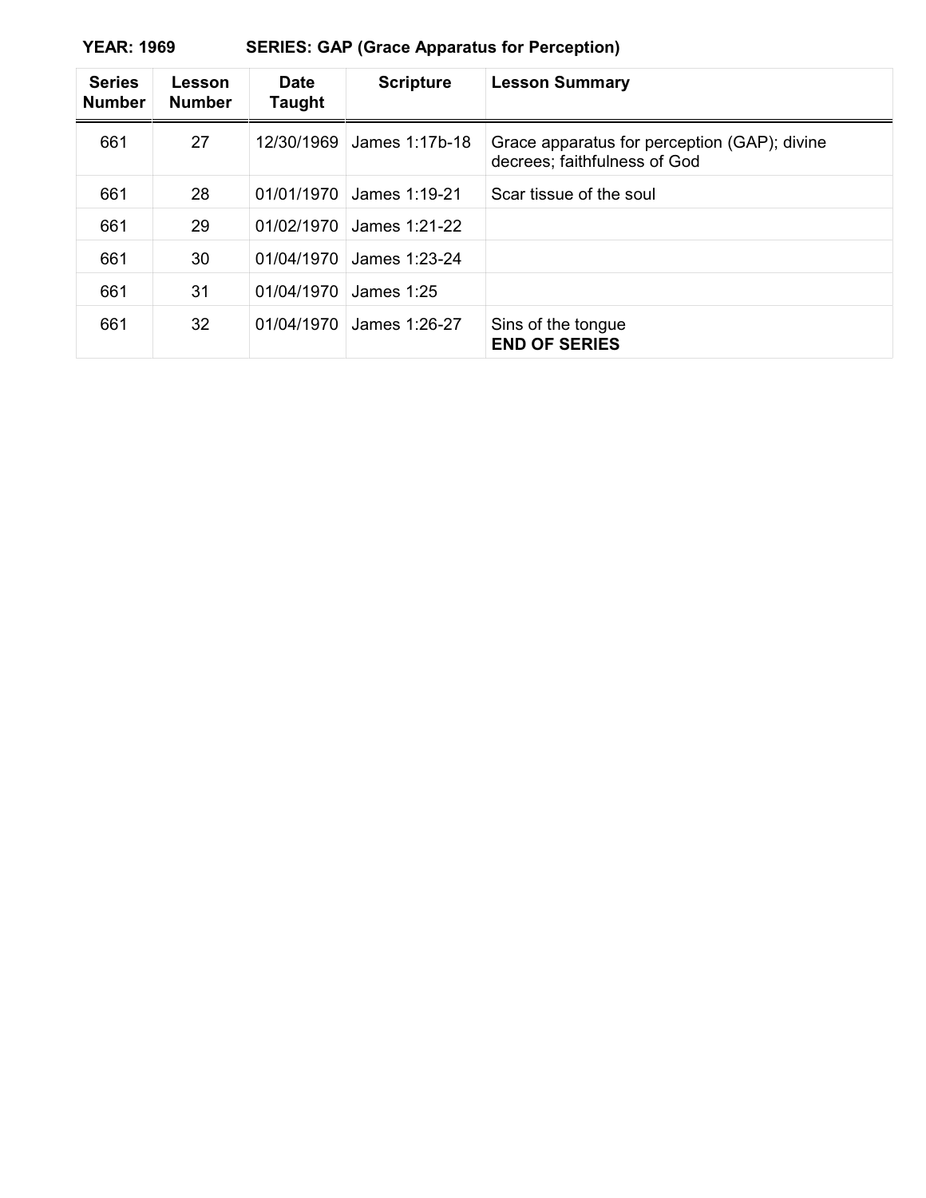**YEAR: 1969** **SERIES: GAP (Grace Apparatus for Perception)**

| Series Number | Lesson Number | Date Taught | Scripture | Lesson Summary |
|---|---|---|---|---|
| 661 | 27 | 12/30/1969 | James 1:17b-18 | Grace apparatus for perception (GAP); divine decrees; faithfulness of God |
| 661 | 28 | 01/01/1970 | James 1:19-21 | Scar tissue of the soul |
| 661 | 29 | 01/02/1970 | James 1:21-22 | |
| 661 | 30 | 01/04/1970 | James 1:23-24 | |
| 661 | 31 | 01/04/1970 | James 1:25 | |
| 661 | 32 | 01/04/1970 | James 1:26-27 | Sins of the tongue **END OF SERIES** |